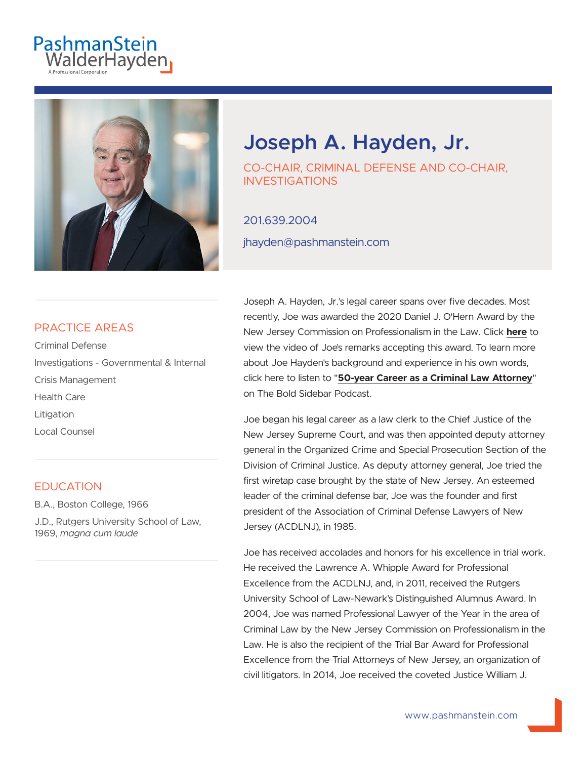PashmanStein WalderHayden

A Professional Corporation

# Joseph A. Hayden, Jr.

CO-CHAIR, CRIMINAL DEFENSE AND CO-CHAIR, INVESTIGATIONS

201.639.2004

jhayden@pashmanstein.com

## PRACTICE AREAS

Criminal Defense

Investigations - Governmental & Internal

Crisis Management

Health Care

Litigation

Local Counsel

## EDUCATION

B.A., Boston College, 1966

J.D., Rutgers University School of Law, 1969, *magna cum laude*

Joseph A. Hayden, Jr.'s legal career spans over five decades. Most recently, Joe was awarded the 2020 Daniel J. O'Hern Award by the New Jersey Commission on Professionalism in the Law. Click **here** to view the video of Joe's remarks accepting this award. To learn more about Joe Hayden's background and experience in his own words, click here to listen to "**50-year Career as a Criminal Law Attorney**" on The Bold Sidebar Podcast.

Joe began his legal career as a law clerk to the Chief Justice of the New Jersey Supreme Court, and was then appointed deputy attorney general in the Organized Crime and Special Prosecution Section of the Division of Criminal Justice. As deputy attorney general, Joe tried the first wiretap case brought by the state of New Jersey. An esteemed leader of the criminal defense bar, Joe was the founder and first president of the Association of Criminal Defense Lawyers of New Jersey (ACDLNJ), in 1985.

Joe has received accolades and honors for his excellence in trial work. He received the Lawrence A. Whipple Award for Professional Excellence from the ACDLNJ, and, in 2011, received the Rutgers University School of Law-Newark's Distinguished Alumnus Award. In 2004, Joe was named Professional Lawyer of the Year in the area of Criminal Law by the New Jersey Commission on Professionalism in the Law. He is also the recipient of the Trial Bar Award for Professional Excellence from the Trial Attorneys of New Jersey, an organization of civil litigators. In 2014, Joe received the coveted Justice William J.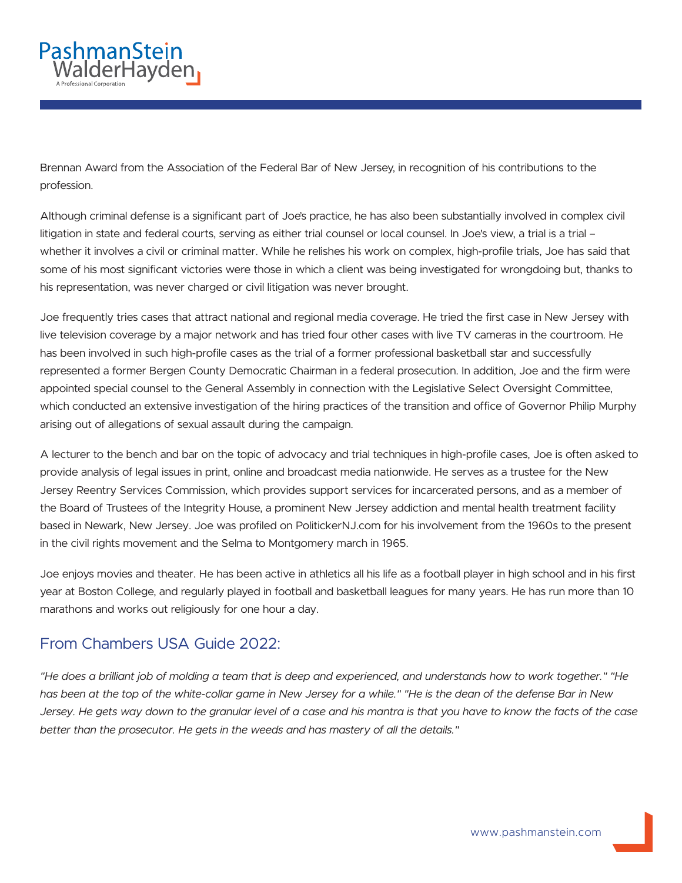Brennan Award from the Association of the Federal Bar of New Jersey, in recognition of his contributions to the profession.

Although criminal defense is a significant part of Joe's practice, he has also been substantially involved in complex civil litigation in state and federal courts, serving as either trial counsel or local counsel. In Joe's view, a trial is a trial – whether it involves a civil or criminal matter. While he relishes his work on complex, high-profile trials, Joe has said that some of his most significant victories were those in which a client was being investigated for wrongdoing but, thanks to his representation, was never charged or civil litigation was never brought.

Joe frequently tries cases that attract national and regional media coverage. He tried the first case in New Jersey with live television coverage by a major network and has tried four other cases with live TV cameras in the courtroom. He has been involved in such high-profile cases as the trial of a former professional basketball star and successfully represented a former Bergen County Democratic Chairman in a federal prosecution. In addition, Joe and the firm were appointed special counsel to the General Assembly in connection with the Legislative Select Oversight Committee, which conducted an extensive investigation of the hiring practices of the transition and office of Governor Philip Murphy arising out of allegations of sexual assault during the campaign.

A lecturer to the bench and bar on the topic of advocacy and trial techniques in high-profile cases, Joe is often asked to provide analysis of legal issues in print, online and broadcast media nationwide. He serves as a trustee for the New Jersey Reentry Services Commission, which provides support services for incarcerated persons, and as a member of the Board of Trustees of the Integrity House, a prominent New Jersey addiction and mental health treatment facility based in Newark, New Jersey. Joe was profiled on PolitickerNJ.com for his involvement from the 1960s to the present in the civil rights movement and the Selma to Montgomery march in 1965.

Joe enjoys movies and theater. He has been active in athletics all his life as a football player in high school and in his first year at Boston College, and regularly played in football and basketball leagues for many years. He has run more than 10 marathons and works out religiously for one hour a day.

## From Chambers USA Guide 2022:

*"He does a brilliant job of molding a team that is deep and experienced, and understands how to work together." "He has been at the top of the white-collar game in New Jersey for a while." "He is the dean of the defense Bar in New Jersey. He gets way down to the granular level of a case and his mantra is that you have to know the facts of the case better than the prosecutor. He gets in the weeds and has mastery of all the details."*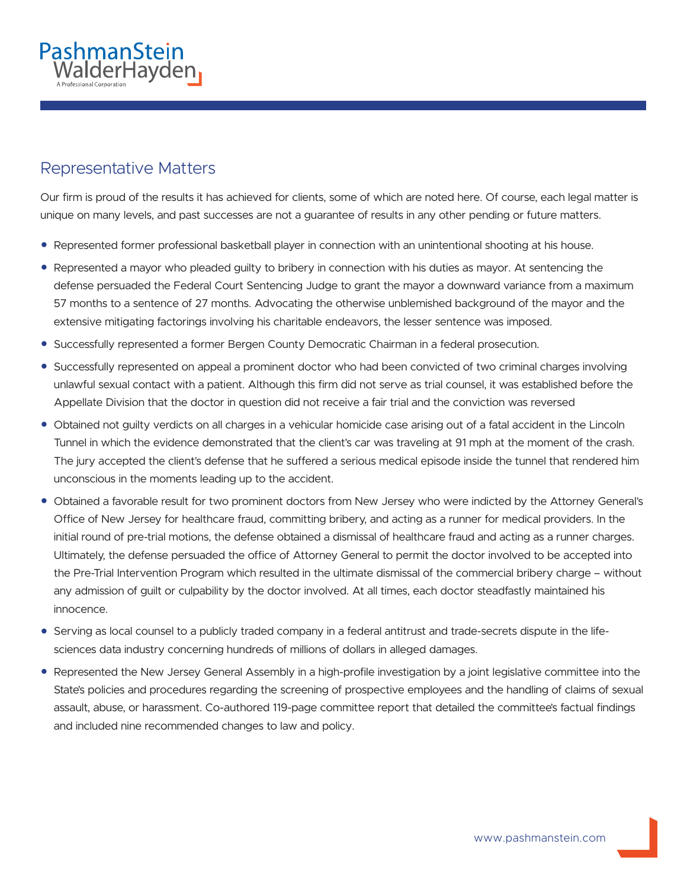## Representative Matters

Our firm is proud of the results it has achieved for clients, some of which are noted here. Of course, each legal matter is unique on many levels, and past successes are not a guarantee of results in any other pending or future matters.

- Represented former professional basketball player in connection with an unintentional shooting at his house.
- Represented a mayor who pleaded guilty to bribery in connection with his duties as mayor. At sentencing the defense persuaded the Federal Court Sentencing Judge to grant the mayor a downward variance from a maximum 57 months to a sentence of 27 months. Advocating the otherwise unblemished background of the mayor and the extensive mitigating factorings involving his charitable endeavors, the lesser sentence was imposed.
- Successfully represented a former Bergen County Democratic Chairman in a federal prosecution.
- Successfully represented on appeal a prominent doctor who had been convicted of two criminal charges involving unlawful sexual contact with a patient. Although this firm did not serve as trial counsel, it was established before the Appellate Division that the doctor in question did not receive a fair trial and the conviction was reversed
- Obtained not guilty verdicts on all charges in a vehicular homicide case arising out of a fatal accident in the Lincoln Tunnel in which the evidence demonstrated that the client's car was traveling at 91 mph at the moment of the crash. The jury accepted the client's defense that he suffered a serious medical episode inside the tunnel that rendered him unconscious in the moments leading up to the accident.
- Obtained a favorable result for two prominent doctors from New Jersey who were indicted by the Attorney General's Office of New Jersey for healthcare fraud, committing bribery, and acting as a runner for medical providers. In the initial round of pre-trial motions, the defense obtained a dismissal of healthcare fraud and acting as a runner charges. Ultimately, the defense persuaded the office of Attorney General to permit the doctor involved to be accepted into the Pre-Trial Intervention Program which resulted in the ultimate dismissal of the commercial bribery charge – without any admission of guilt or culpability by the doctor involved. At all times, each doctor steadfastly maintained his innocence.
- Serving as local counsel to a publicly traded company in a federal antitrust and trade-secrets dispute in the life-sciences data industry concerning hundreds of millions of dollars in alleged damages.
- Represented the New Jersey General Assembly in a high-profile investigation by a joint legislative committee into the State's policies and procedures regarding the screening of prospective employees and the handling of claims of sexual assault, abuse, or harassment. Co-authored 119-page committee report that detailed the committee's factual findings and included nine recommended changes to law and policy.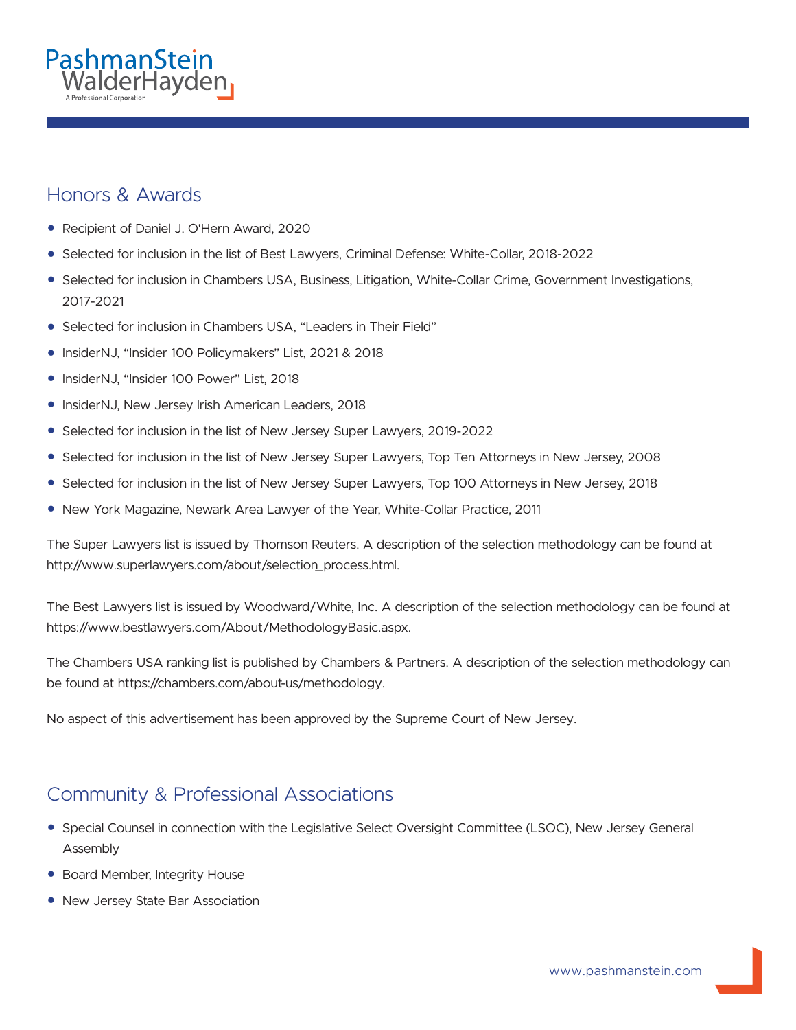## Honors & Awards

- Recipient of Daniel J. O'Hern Award, 2020
- Selected for inclusion in the list of Best Lawyers, Criminal Defense: White-Collar, 2018-2022
- Selected for inclusion in Chambers USA, Business, Litigation, White-Collar Crime, Government Investigations, 2017-2021
- Selected for inclusion in Chambers USA, "Leaders in Their Field"
- InsiderNJ, "Insider 100 Policymakers" List, 2021 & 2018
- InsiderNJ, "Insider 100 Power" List, 2018
- InsiderNJ, New Jersey Irish American Leaders, 2018
- Selected for inclusion in the list of New Jersey Super Lawyers, 2019-2022
- Selected for inclusion in the list of New Jersey Super Lawyers, Top Ten Attorneys in New Jersey, 2008
- Selected for inclusion in the list of New Jersey Super Lawyers, Top 100 Attorneys in New Jersey, 2018
- New York Magazine, Newark Area Lawyer of the Year, White-Collar Practice, 2011

The Super Lawyers list is issued by Thomson Reuters. A description of the selection methodology can be found at http://www.superlawyers.com/about/selection_process.html.

The Best Lawyers list is issued by Woodward/White, Inc. A description of the selection methodology can be found at https://www.bestlawyers.com/About/MethodologyBasic.aspx.

The Chambers USA ranking list is published by Chambers & Partners. A description of the selection methodology can be found at https://chambers.com/about-us/methodology.

No aspect of this advertisement has been approved by the Supreme Court of New Jersey.

## Community & Professional Associations

- Special Counsel in connection with the Legislative Select Oversight Committee (LSOC), New Jersey General Assembly
- Board Member, Integrity House
- New Jersey State Bar Association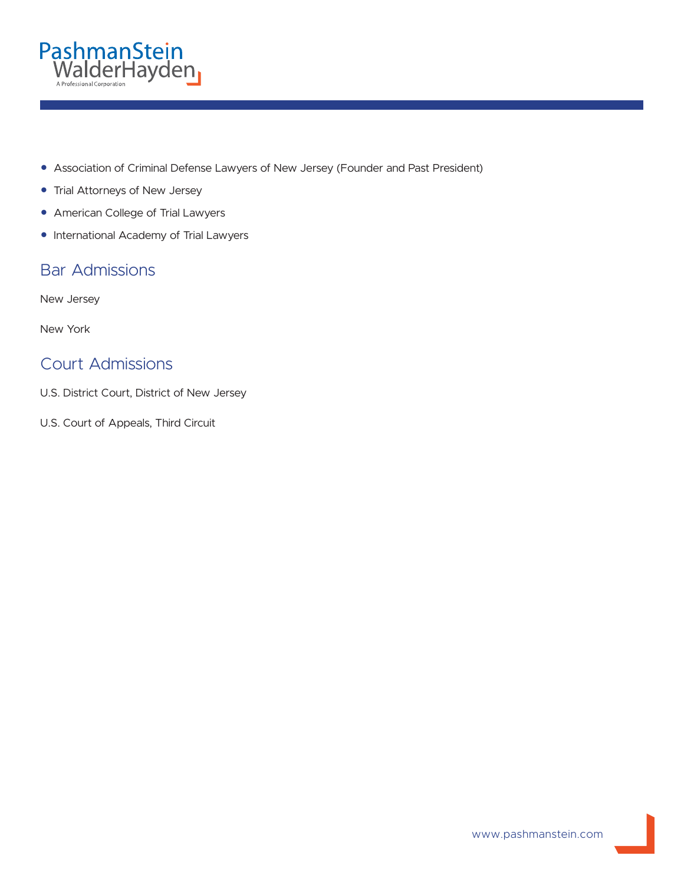- Association of Criminal Defense Lawyers of New Jersey (Founder and Past President)
- Trial Attorneys of New Jersey
- American College of Trial Lawyers
- International Academy of Trial Lawyers

## Bar Admissions

New Jersey

New York

## Court Admissions

U.S. District Court, District of New Jersey

U.S. Court of Appeals, Third Circuit